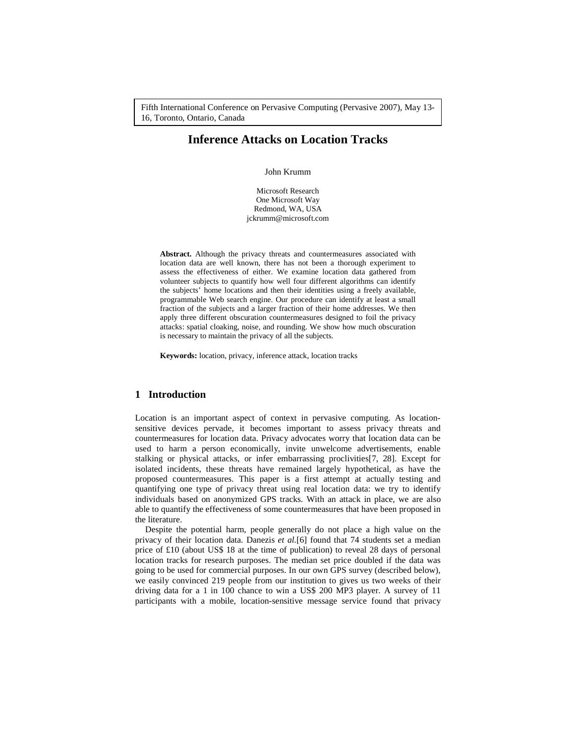Fifth International Conference on Pervasive Computing (Pervasive 2007), May 13-16, Toronto, Ontario, Canada

# Inference Attacks on Location Tracks

John Krumm

Microsoft Research
One Microsoft Way
Redmond, WA, USA
jckrumm@microsoft.com

**Abstract.** Although the privacy threats and countermeasures associated with location data are well known, there has not been a thorough experiment to assess the effectiveness of either. We examine location data gathered from volunteer subjects to quantify how well four different algorithms can identify the subjects' home locations and then their identities using a freely available, programmable Web search engine. Our procedure can identify at least a small fraction of the subjects and a larger fraction of their home addresses. We then apply three different obscuration countermeasures designed to foil the privacy attacks: spatial cloaking, noise, and rounding. We show how much obscuration is necessary to maintain the privacy of all the subjects.

**Keywords:** location, privacy, inference attack, location tracks

## 1 Introduction

Location is an important aspect of context in pervasive computing. As location-sensitive devices pervade, it becomes important to assess privacy threats and countermeasures for location data. Privacy advocates worry that location data can be used to harm a person economically, invite unwelcome advertisements, enable stalking or physical attacks, or infer embarrassing proclivities[7, 28]. Except for isolated incidents, these threats have remained largely hypothetical, as have the proposed countermeasures. This paper is a first attempt at actually testing and quantifying one type of privacy threat using real location data: we try to identify individuals based on anonymized GPS tracks. With an attack in place, we are also able to quantify the effectiveness of some countermeasures that have been proposed in the literature.

Despite the potential harm, people generally do not place a high value on the privacy of their location data. Danezis *et al.*[6] found that 74 students set a median price of £10 (about US$ 18 at the time of publication) to reveal 28 days of personal location tracks for research purposes. The median set price doubled if the data was going to be used for commercial purposes. In our own GPS survey (described below), we easily convinced 219 people from our institution to gives us two weeks of their driving data for a 1 in 100 chance to win a US$ 200 MP3 player. A survey of 11 participants with a mobile, location-sensitive message service found that privacy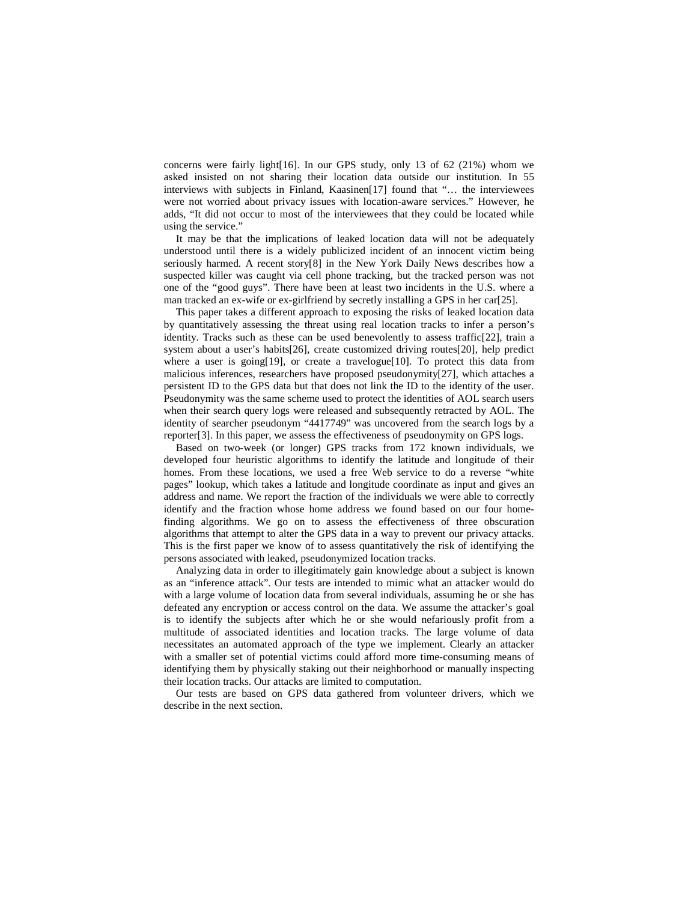concerns were fairly light[16]. In our GPS study, only 13 of 62 (21%) whom we asked insisted on not sharing their location data outside our institution. In 55 interviews with subjects in Finland, Kaasinen[17] found that "… the interviewees were not worried about privacy issues with location-aware services." However, he adds, "It did not occur to most of the interviewees that they could be located while using the service."

It may be that the implications of leaked location data will not be adequately understood until there is a widely publicized incident of an innocent victim being seriously harmed. A recent story[8] in the New York Daily News describes how a suspected killer was caught via cell phone tracking, but the tracked person was not one of the "good guys". There have been at least two incidents in the U.S. where a man tracked an ex-wife or ex-girlfriend by secretly installing a GPS in her car[25].

This paper takes a different approach to exposing the risks of leaked location data by quantitatively assessing the threat using real location tracks to infer a person's identity. Tracks such as these can be used benevolently to assess traffic[22], train a system about a user's habits[26], create customized driving routes[20], help predict where a user is going[19], or create a travelogue[10]. To protect this data from malicious inferences, researchers have proposed pseudonymity[27], which attaches a persistent ID to the GPS data but that does not link the ID to the identity of the user. Pseudonymity was the same scheme used to protect the identities of AOL search users when their search query logs were released and subsequently retracted by AOL. The identity of searcher pseudonym "4417749" was uncovered from the search logs by a reporter[3]. In this paper, we assess the effectiveness of pseudonymity on GPS logs.

Based on two-week (or longer) GPS tracks from 172 known individuals, we developed four heuristic algorithms to identify the latitude and longitude of their homes. From these locations, we used a free Web service to do a reverse "white pages" lookup, which takes a latitude and longitude coordinate as input and gives an address and name. We report the fraction of the individuals we were able to correctly identify and the fraction whose home address we found based on our four home-finding algorithms. We go on to assess the effectiveness of three obscuration algorithms that attempt to alter the GPS data in a way to prevent our privacy attacks. This is the first paper we know of to assess quantitatively the risk of identifying the persons associated with leaked, pseudonymized location tracks.

Analyzing data in order to illegitimately gain knowledge about a subject is known as an "inference attack". Our tests are intended to mimic what an attacker would do with a large volume of location data from several individuals, assuming he or she has defeated any encryption or access control on the data. We assume the attacker's goal is to identify the subjects after which he or she would nefariously profit from a multitude of associated identities and location tracks. The large volume of data necessitates an automated approach of the type we implement. Clearly an attacker with a smaller set of potential victims could afford more time-consuming means of identifying them by physically staking out their neighborhood or manually inspecting their location tracks. Our attacks are limited to computation.

Our tests are based on GPS data gathered from volunteer drivers, which we describe in the next section.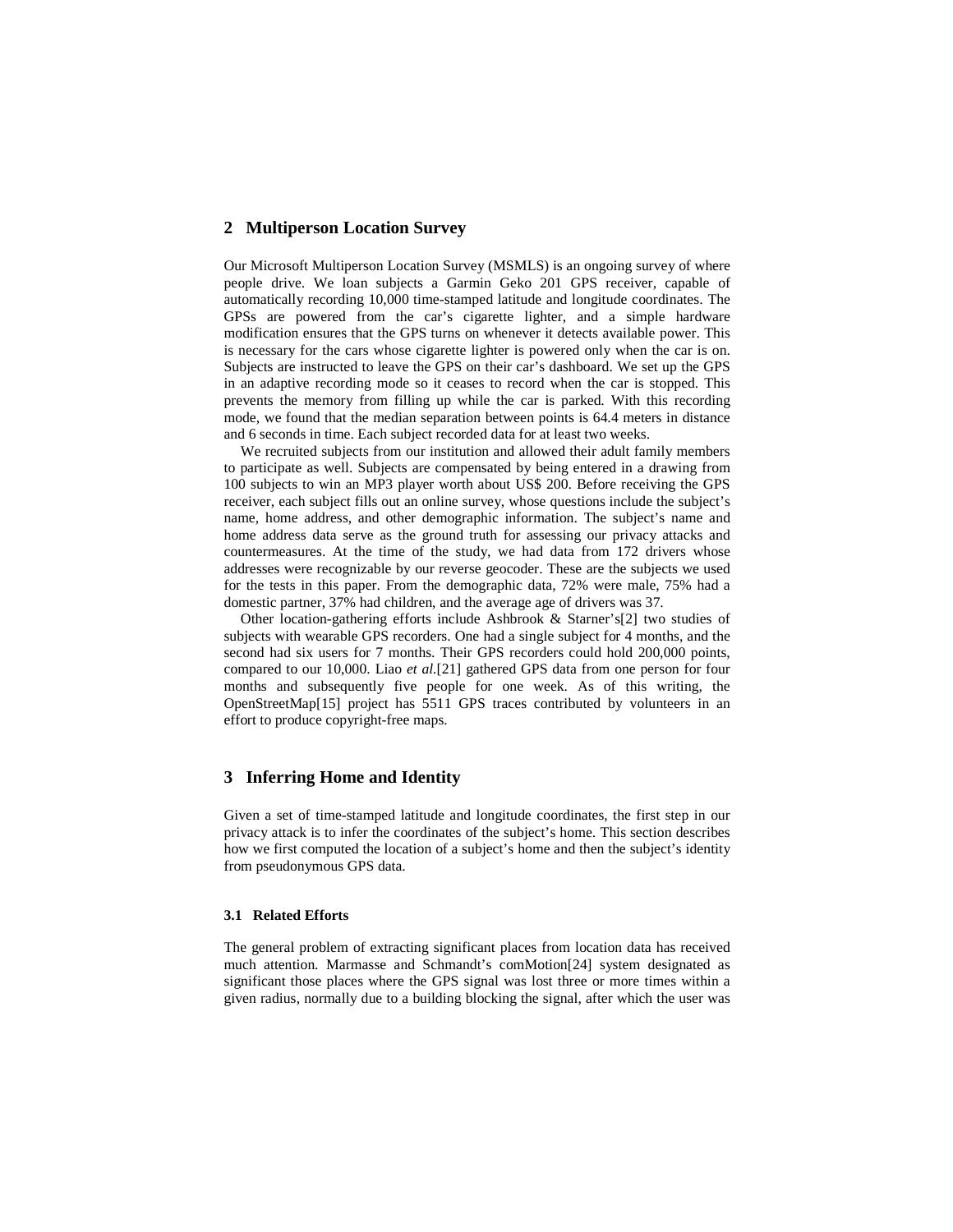## 2 Multiperson Location Survey

Our Microsoft Multiperson Location Survey (MSMLS) is an ongoing survey of where people drive. We loan subjects a Garmin Geko 201 GPS receiver, capable of automatically recording 10,000 time-stamped latitude and longitude coordinates. The GPSs are powered from the car's cigarette lighter, and a simple hardware modification ensures that the GPS turns on whenever it detects available power. This is necessary for the cars whose cigarette lighter is powered only when the car is on. Subjects are instructed to leave the GPS on their car's dashboard. We set up the GPS in an adaptive recording mode so it ceases to record when the car is stopped. This prevents the memory from filling up while the car is parked. With this recording mode, we found that the median separation between points is 64.4 meters in distance and 6 seconds in time. Each subject recorded data for at least two weeks.

We recruited subjects from our institution and allowed their adult family members to participate as well. Subjects are compensated by being entered in a drawing from 100 subjects to win an MP3 player worth about US$ 200. Before receiving the GPS receiver, each subject fills out an online survey, whose questions include the subject's name, home address, and other demographic information. The subject's name and home address data serve as the ground truth for assessing our privacy attacks and countermeasures. At the time of the study, we had data from 172 drivers whose addresses were recognizable by our reverse geocoder. These are the subjects we used for the tests in this paper. From the demographic data, 72% were male, 75% had a domestic partner, 37% had children, and the average age of drivers was 37.

Other location-gathering efforts include Ashbrook & Starner's[2] two studies of subjects with wearable GPS recorders. One had a single subject for 4 months, and the second had six users for 7 months. Their GPS recorders could hold 200,000 points, compared to our 10,000. Liao *et al.*[21] gathered GPS data from one person for four months and subsequently five people for one week. As of this writing, the OpenStreetMap[15] project has 5511 GPS traces contributed by volunteers in an effort to produce copyright-free maps.

## 3 Inferring Home and Identity

Given a set of time-stamped latitude and longitude coordinates, the first step in our privacy attack is to infer the coordinates of the subject's home. This section describes how we first computed the location of a subject's home and then the subject's identity from pseudonymous GPS data.

### 3.1 Related Efforts

The general problem of extracting significant places from location data has received much attention. Marmasse and Schmandt's comMotion[24] system designated as significant those places where the GPS signal was lost three or more times within a given radius, normally due to a building blocking the signal, after which the user was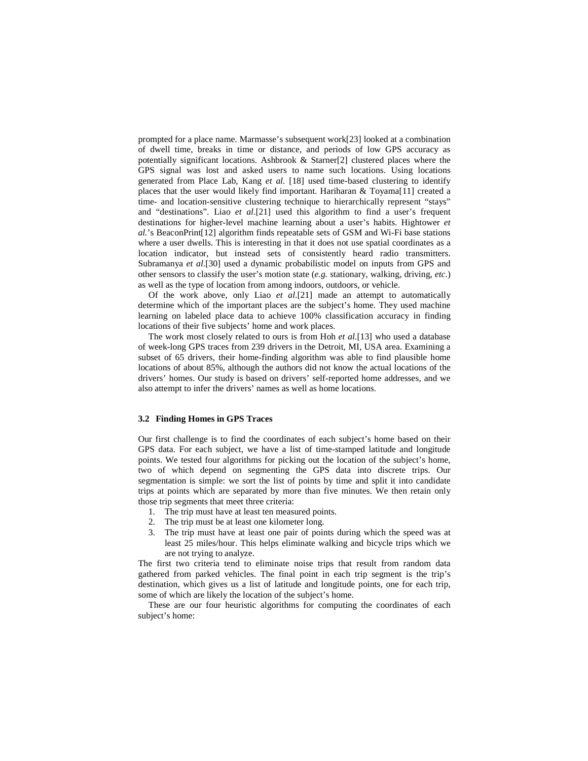prompted for a place name. Marmasse's subsequent work[23] looked at a combination of dwell time, breaks in time or distance, and periods of low GPS accuracy as potentially significant locations. Ashbrook & Starner[2] clustered places where the GPS signal was lost and asked users to name such locations. Using locations generated from Place Lab, Kang *et al.* [18] used time-based clustering to identify places that the user would likely find important. Hariharan & Toyama[11] created a time- and location-sensitive clustering technique to hierarchically represent "stays" and "destinations". Liao *et al*.[21] used this algorithm to find a user's frequent destinations for higher-level machine learning about a user's habits. Hightower *et al.*'s BeaconPrint[12] algorithm finds repeatable sets of GSM and Wi-Fi base stations where a user dwells. This is interesting in that it does not use spatial coordinates as a location indicator, but instead sets of consistently heard radio transmitters. Subramanya *et al*.[30] used a dynamic probabilistic model on inputs from GPS and other sensors to classify the user's motion state (*e.g.* stationary, walking, driving, *etc.*) as well as the type of location from among indoors, outdoors, or vehicle.

Of the work above, only Liao *et al*.[21] made an attempt to automatically determine which of the important places are the subject's home. They used machine learning on labeled place data to achieve 100% classification accuracy in finding locations of their five subjects' home and work places.

The work most closely related to ours is from Hoh *et al.*[13] who used a database of week-long GPS traces from 239 drivers in the Detroit, MI, USA area. Examining a subset of 65 drivers, their home-finding algorithm was able to find plausible home locations of about 85%, although the authors did not know the actual locations of the drivers' homes. Our study is based on drivers' self-reported home addresses, and we also attempt to infer the drivers' names as well as home locations.

### 3.2 Finding Homes in GPS Traces

Our first challenge is to find the coordinates of each subject's home based on their GPS data. For each subject, we have a list of time-stamped latitude and longitude points. We tested four algorithms for picking out the location of the subject's home, two of which depend on segmenting the GPS data into discrete trips. Our segmentation is simple: we sort the list of points by time and split it into candidate trips at points which are separated by more than five minutes. We then retain only those trip segments that meet three criteria:

1. The trip must have at least ten measured points.
2. The trip must be at least one kilometer long.
3. The trip must have at least one pair of points during which the speed was at least 25 miles/hour. This helps eliminate walking and bicycle trips which we are not trying to analyze.

The first two criteria tend to eliminate noise trips that result from random data gathered from parked vehicles. The final point in each trip segment is the trip's destination, which gives us a list of latitude and longitude points, one for each trip, some of which are likely the location of the subject's home.

These are our four heuristic algorithms for computing the coordinates of each subject's home: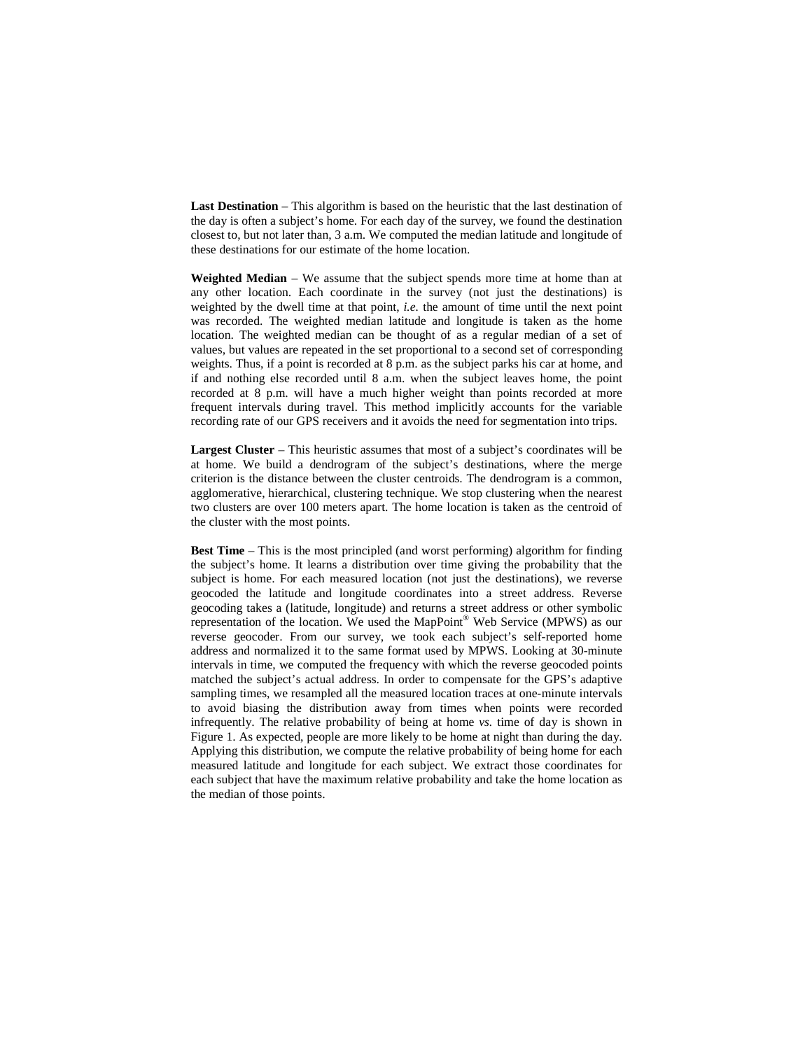**Last Destination** – This algorithm is based on the heuristic that the last destination of the day is often a subject's home. For each day of the survey, we found the destination closest to, but not later than, 3 a.m. We computed the median latitude and longitude of these destinations for our estimate of the home location.

**Weighted Median** – We assume that the subject spends more time at home than at any other location. Each coordinate in the survey (not just the destinations) is weighted by the dwell time at that point, *i.e.* the amount of time until the next point was recorded. The weighted median latitude and longitude is taken as the home location. The weighted median can be thought of as a regular median of a set of values, but values are repeated in the set proportional to a second set of corresponding weights. Thus, if a point is recorded at 8 p.m. as the subject parks his car at home, and if and nothing else recorded until 8 a.m. when the subject leaves home, the point recorded at 8 p.m. will have a much higher weight than points recorded at more frequent intervals during travel. This method implicitly accounts for the variable recording rate of our GPS receivers and it avoids the need for segmentation into trips.

**Largest Cluster** – This heuristic assumes that most of a subject's coordinates will be at home. We build a dendrogram of the subject's destinations, where the merge criterion is the distance between the cluster centroids. The dendrogram is a common, agglomerative, hierarchical, clustering technique. We stop clustering when the nearest two clusters are over 100 meters apart. The home location is taken as the centroid of the cluster with the most points.

**Best Time** – This is the most principled (and worst performing) algorithm for finding the subject's home. It learns a distribution over time giving the probability that the subject is home. For each measured location (not just the destinations), we reverse geocoded the latitude and longitude coordinates into a street address. Reverse geocoding takes a (latitude, longitude) and returns a street address or other symbolic representation of the location. We used the MapPoint® Web Service (MPWS) as our reverse geocoder. From our survey, we took each subject's self-reported home address and normalized it to the same format used by MPWS. Looking at 30-minute intervals in time, we computed the frequency with which the reverse geocoded points matched the subject's actual address. In order to compensate for the GPS's adaptive sampling times, we resampled all the measured location traces at one-minute intervals to avoid biasing the distribution away from times when points were recorded infrequently. The relative probability of being at home *vs.* time of day is shown in Figure 1. As expected, people are more likely to be home at night than during the day. Applying this distribution, we compute the relative probability of being home for each measured latitude and longitude for each subject. We extract those coordinates for each subject that have the maximum relative probability and take the home location as the median of those points.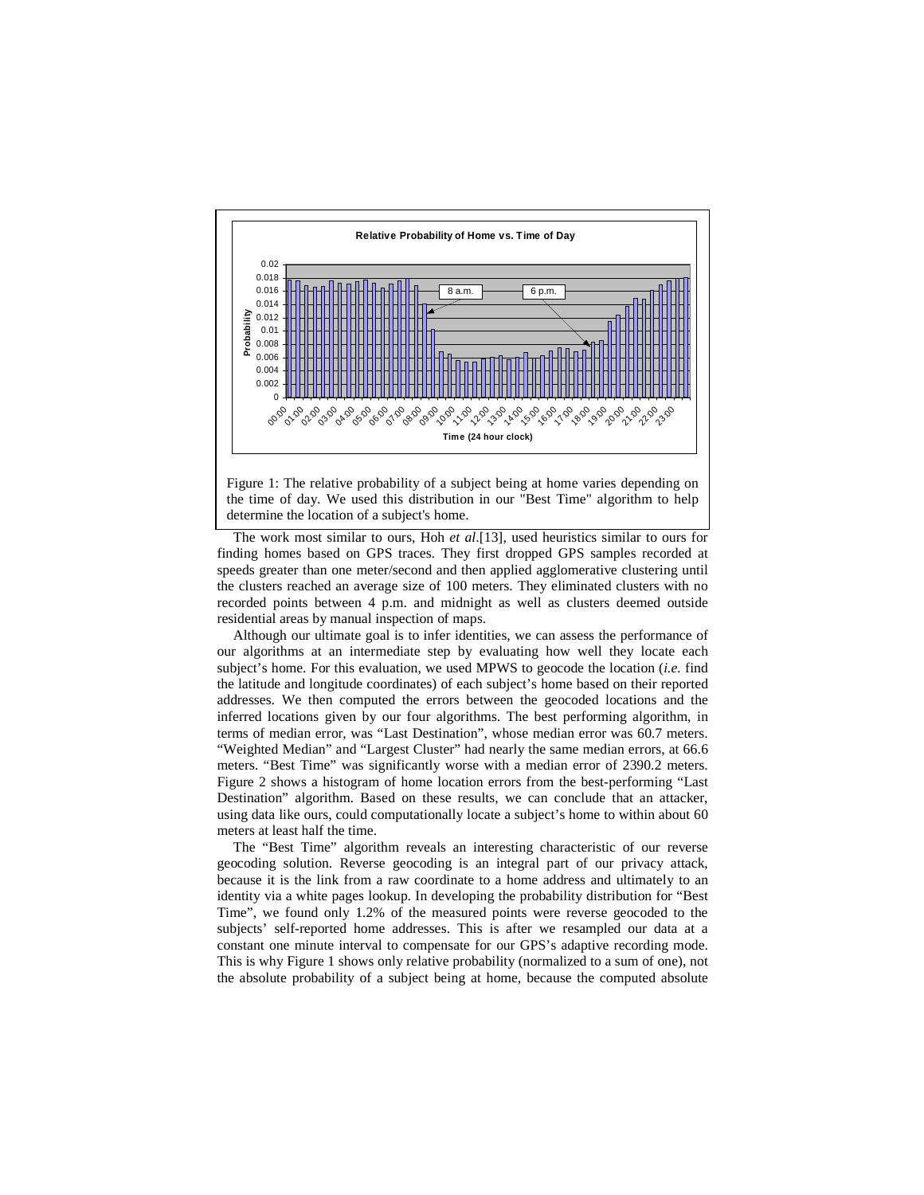Figure 1: The relative probability of a subject being at home varies depending on the time of day. We used this distribution in our "Best Time" algorithm to help determine the location of a subject's home.

The work most similar to ours, Hoh *et al*.[13], used heuristics similar to ours for finding homes based on GPS traces. They first dropped GPS samples recorded at speeds greater than one meter/second and then applied agglomerative clustering until the clusters reached an average size of 100 meters. They eliminated clusters with no recorded points between 4 p.m. and midnight as well as clusters deemed outside residential areas by manual inspection of maps.

Although our ultimate goal is to infer identities, we can assess the performance of our algorithms at an intermediate step by evaluating how well they locate each subject's home. For this evaluation, we used MPWS to geocode the location (*i.e.* find the latitude and longitude coordinates) of each subject's home based on their reported addresses. We then computed the errors between the geocoded locations and the inferred locations given by our four algorithms. The best performing algorithm, in terms of median error, was "Last Destination", whose median error was 60.7 meters. "Weighted Median" and "Largest Cluster" had nearly the same median errors, at 66.6 meters. "Best Time" was significantly worse with a median error of 2390.2 meters. Figure 2 shows a histogram of home location errors from the best-performing "Last Destination" algorithm. Based on these results, we can conclude that an attacker, using data like ours, could computationally locate a subject's home to within about 60 meters at least half the time.

The "Best Time" algorithm reveals an interesting characteristic of our reverse geocoding solution. Reverse geocoding is an integral part of our privacy attack, because it is the link from a raw coordinate to a home address and ultimately to an identity via a white pages lookup. In developing the probability distribution for "Best Time", we found only 1.2% of the measured points were reverse geocoded to the subjects' self-reported home addresses. This is after we resampled our data at a constant one minute interval to compensate for our GPS's adaptive recording mode. This is why Figure 1 shows only relative probability (normalized to a sum of one), not the absolute probability of a subject being at home, because the computed absolute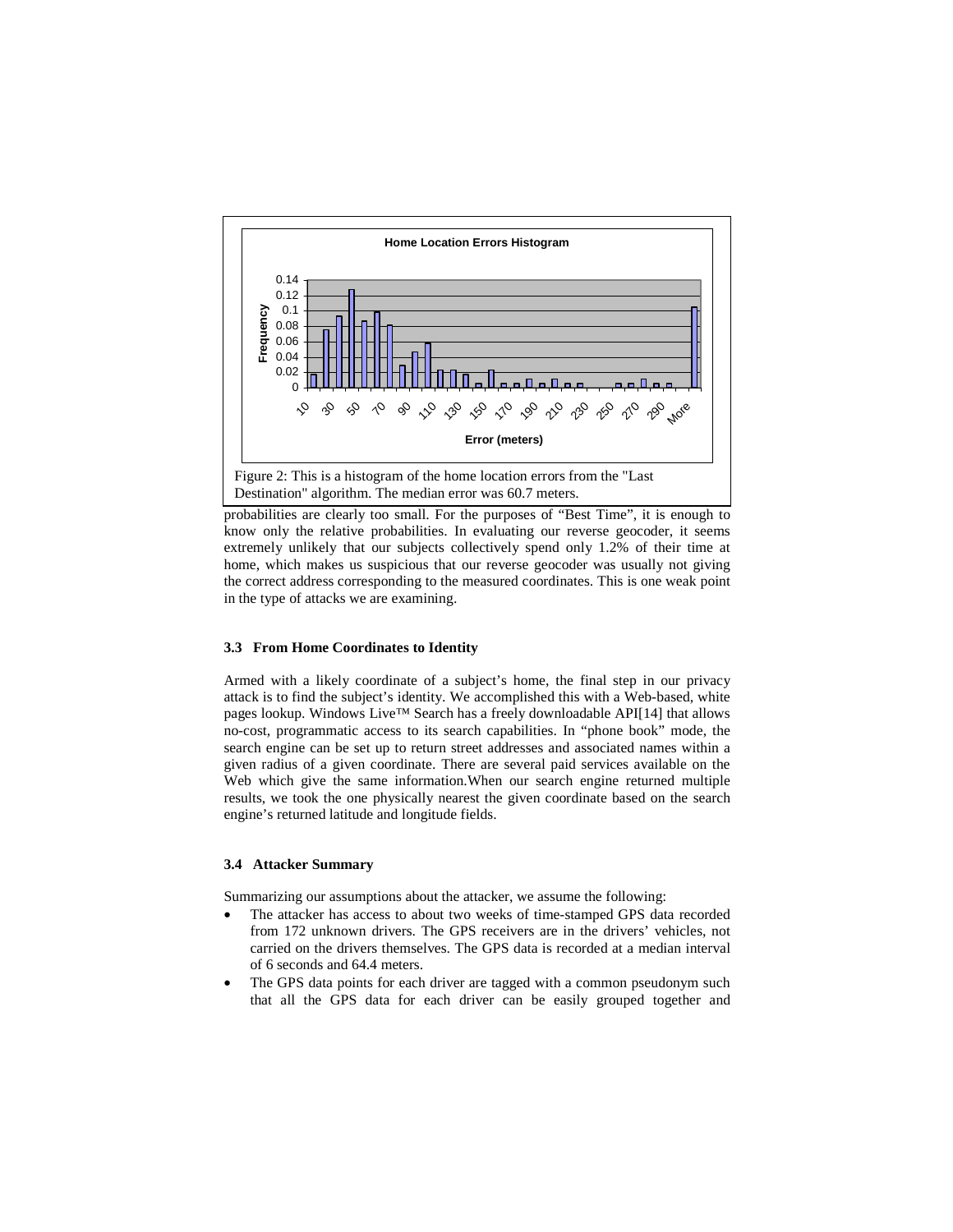Figure 2: This is a histogram of the home location errors from the "Last Destination" algorithm. The median error was 60.7 meters.

probabilities are clearly too small. For the purposes of "Best Time", it is enough to know only the relative probabilities. In evaluating our reverse geocoder, it seems extremely unlikely that our subjects collectively spend only 1.2% of their time at home, which makes us suspicious that our reverse geocoder was usually not giving the correct address corresponding to the measured coordinates. This is one weak point in the type of attacks we are examining.

### 3.3 From Home Coordinates to Identity

Armed with a likely coordinate of a subject's home, the final step in our privacy attack is to find the subject's identity. We accomplished this with a Web-based, white pages lookup. Windows Live™ Search has a freely downloadable API[14] that allows no-cost, programmatic access to its search capabilities. In "phone book" mode, the search engine can be set up to return street addresses and associated names within a given radius of a given coordinate. There are several paid services available on the Web which give the same information.When our search engine returned multiple results, we took the one physically nearest the given coordinate based on the search engine's returned latitude and longitude fields.

### 3.4 Attacker Summary

Summarizing our assumptions about the attacker, we assume the following:

- The attacker has access to about two weeks of time-stamped GPS data recorded from 172 unknown drivers. The GPS receivers are in the drivers' vehicles, not carried on the drivers themselves. The GPS data is recorded at a median interval of 6 seconds and 64.4 meters.
- The GPS data points for each driver are tagged with a common pseudonym such that all the GPS data for each driver can be easily grouped together and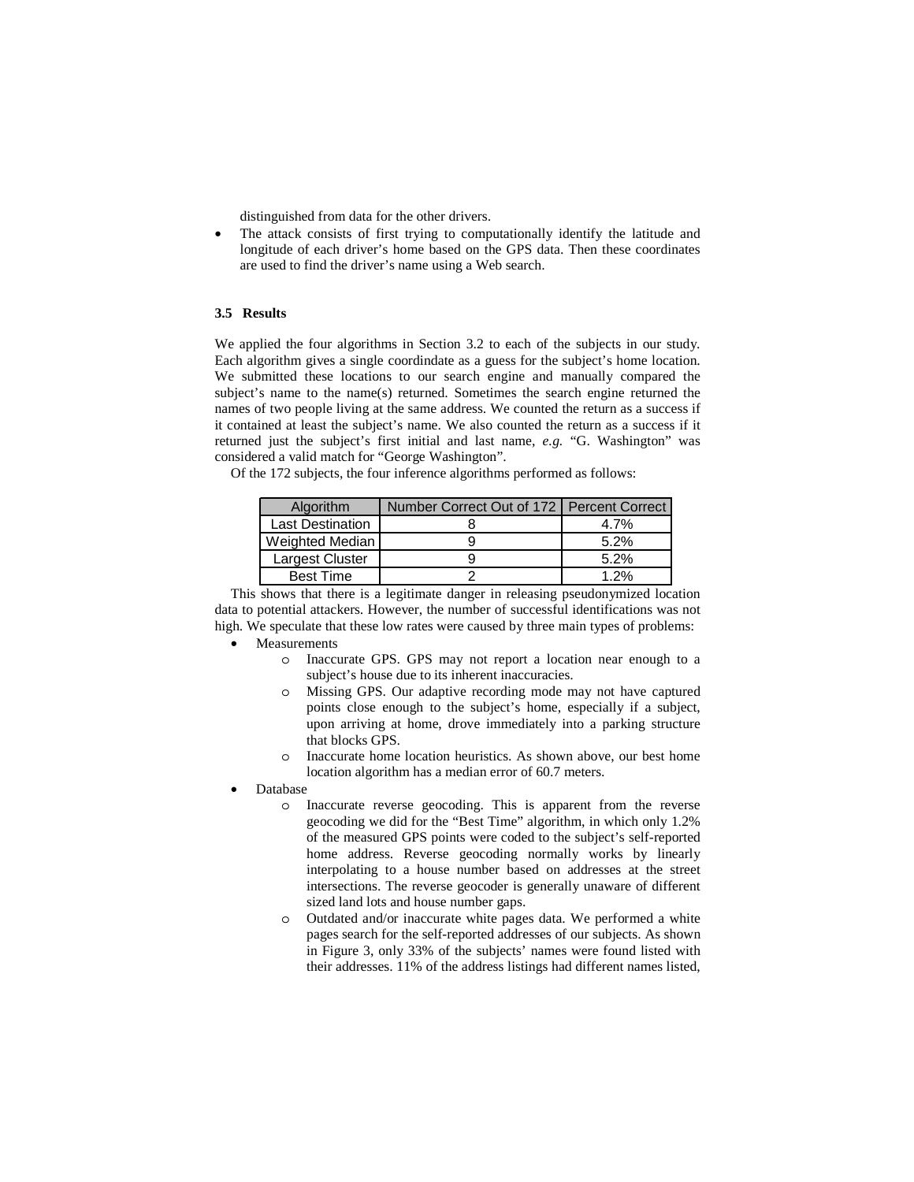distinguished from data for the other drivers.

- The attack consists of first trying to computationally identify the latitude and longitude of each driver's home based on the GPS data. Then these coordinates are used to find the driver's name using a Web search.

### 3.5 Results

We applied the four algorithms in Section 3.2 to each of the subjects in our study. Each algorithm gives a single coordindate as a guess for the subject's home location. We submitted these locations to our search engine and manually compared the subject's name to the name(s) returned. Sometimes the search engine returned the names of two people living at the same address. We counted the return as a success if it contained at least the subject's name. We also counted the return as a success if it returned just the subject's first initial and last name, *e.g.* "G. Washington" was considered a valid match for "George Washington".

Of the 172 subjects, the four inference algorithms performed as follows:

| Algorithm | Number Correct Out of 172 | Percent Correct |
|---|---|---|
| Last Destination | 8 | 4.7% |
| Weighted Median | 9 | 5.2% |
| Largest Cluster | 9 | 5.2% |
| Best Time | 2 | 1.2% |

This shows that there is a legitimate danger in releasing pseudonymized location data to potential attackers. However, the number of successful identifications was not high. We speculate that these low rates were caused by three main types of problems:

- Measurements
    - Inaccurate GPS. GPS may not report a location near enough to a subject's house due to its inherent inaccuracies.
    - Missing GPS. Our adaptive recording mode may not have captured points close enough to the subject's home, especially if a subject, upon arriving at home, drove immediately into a parking structure that blocks GPS.
    - Inaccurate home location heuristics. As shown above, our best home location algorithm has a median error of 60.7 meters.
- Database
    - Inaccurate reverse geocoding. This is apparent from the reverse geocoding we did for the "Best Time" algorithm, in which only 1.2% of the measured GPS points were coded to the subject's self-reported home address. Reverse geocoding normally works by linearly interpolating to a house number based on addresses at the street intersections. The reverse geocoder is generally unaware of different sized land lots and house number gaps.
    - Outdated and/or inaccurate white pages data. We performed a white pages search for the self-reported addresses of our subjects. As shown in Figure 3, only 33% of the subjects' names were found listed with their addresses. 11% of the address listings had different names listed,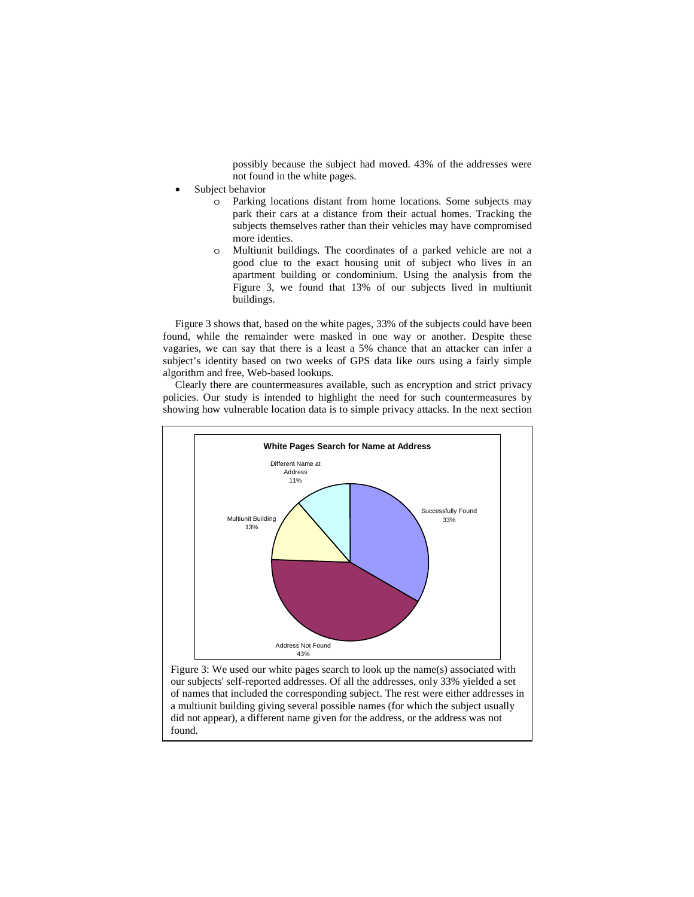possibly because the subject had moved. 43% of the addresses were not found in the white pages.

- Subject behavior
  - Parking locations distant from home locations. Some subjects may park their cars at a distance from their actual homes. Tracking the subjects themselves rather than their vehicles may have compromised more identies.
  - Multiunit buildings. The coordinates of a parked vehicle are not a good clue to the exact housing unit of subject who lives in an apartment building or condominium. Using the analysis from the Figure 3, we found that 13% of our subjects lived in multiunit buildings.

Figure 3 shows that, based on the white pages, 33% of the subjects could have been found, while the remainder were masked in one way or another. Despite these vagaries, we can say that there is a least a 5% chance that an attacker can infer a subject's identity based on two weeks of GPS data like ours using a fairly simple algorithm and free, Web-based lookups.

Clearly there are countermeasures available, such as encryption and strict privacy policies. Our study is intended to highlight the need for such countermeasures by showing how vulnerable location data is to simple privacy attacks. In the next section

**White Pages Search for Name at Address**

| Category | Percentage |
| --- | --- |
| Successfully Found | 33% |
| Address Not Found | 43% |
| Multiunit Building | 13% |
| Different Name at Address | 11% |

Figure 3: We used our white pages search to look up the name(s) associated with our subjects' self-reported addresses. Of all the addresses, only 33% yielded a set of names that included the corresponding subject. The rest were either addresses in a multiunit building giving several possible names (for which the subject usually did not appear), a different name given for the address, or the address was not found.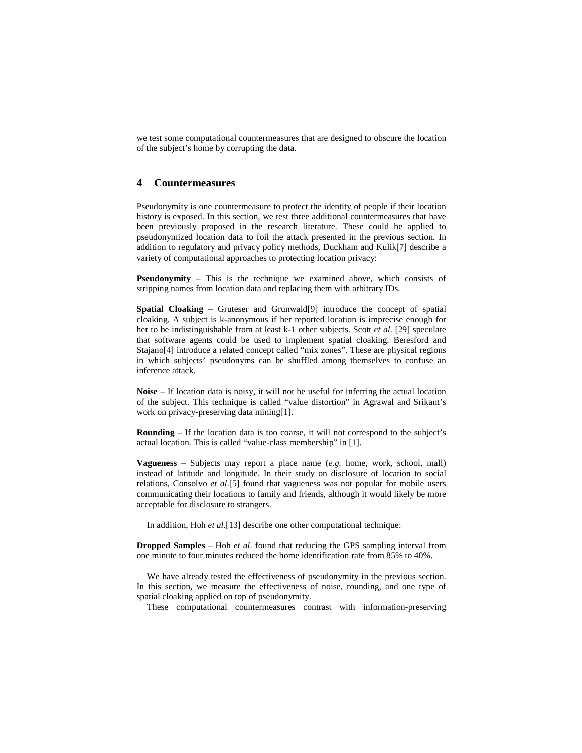we test some computational countermeasures that are designed to obscure the location of the subject's home by corrupting the data.

## 4 Countermeasures

Pseudonymity is one countermeasure to protect the identity of people if their location history is exposed. In this section, we test three additional countermeasures that have been previously proposed in the research literature. These could be applied to pseudonymized location data to foil the attack presented in the previous section. In addition to regulatory and privacy policy methods, Duckham and Kulik[7] describe a variety of computational approaches to protecting location privacy:

**Pseudonymity** – This is the technique we examined above, which consists of stripping names from location data and replacing them with arbitrary IDs.

**Spatial Cloaking** – Gruteser and Grunwald[9] introduce the concept of spatial cloaking. A subject is k-anonymous if her reported location is imprecise enough for her to be indistinguishable from at least k-1 other subjects. Scott *et al.* [29] speculate that software agents could be used to implement spatial cloaking. Beresford and Stajano[4] introduce a related concept called "mix zones". These are physical regions in which subjects' pseudonyms can be shuffled among themselves to confuse an inference attack.

**Noise** – If location data is noisy, it will not be useful for inferring the actual location of the subject. This technique is called "value distortion" in Agrawal and Srikant's work on privacy-preserving data mining[1].

**Rounding** – If the location data is too coarse, it will not correspond to the subject's actual location. This is called "value-class membership" in [1].

**Vagueness** – Subjects may report a place name (*e.g.* home, work, school, mall) instead of latitude and longitude. In their study on disclosure of location to social relations, Consolvo *et al*.[5] found that vagueness was not popular for mobile users communicating their locations to family and friends, although it would likely be more acceptable for disclosure to strangers.

In addition, Hoh *et al*.[13] describe one other computational technique:

**Dropped Samples** – Hoh *et al*. found that reducing the GPS sampling interval from one minute to four minutes reduced the home identification rate from 85% to 40%.

We have already tested the effectiveness of pseudonymity in the previous section. In this section, we measure the effectiveness of noise, rounding, and one type of spatial cloaking applied on top of pseudonymity.

These computational countermeasures contrast with information-preserving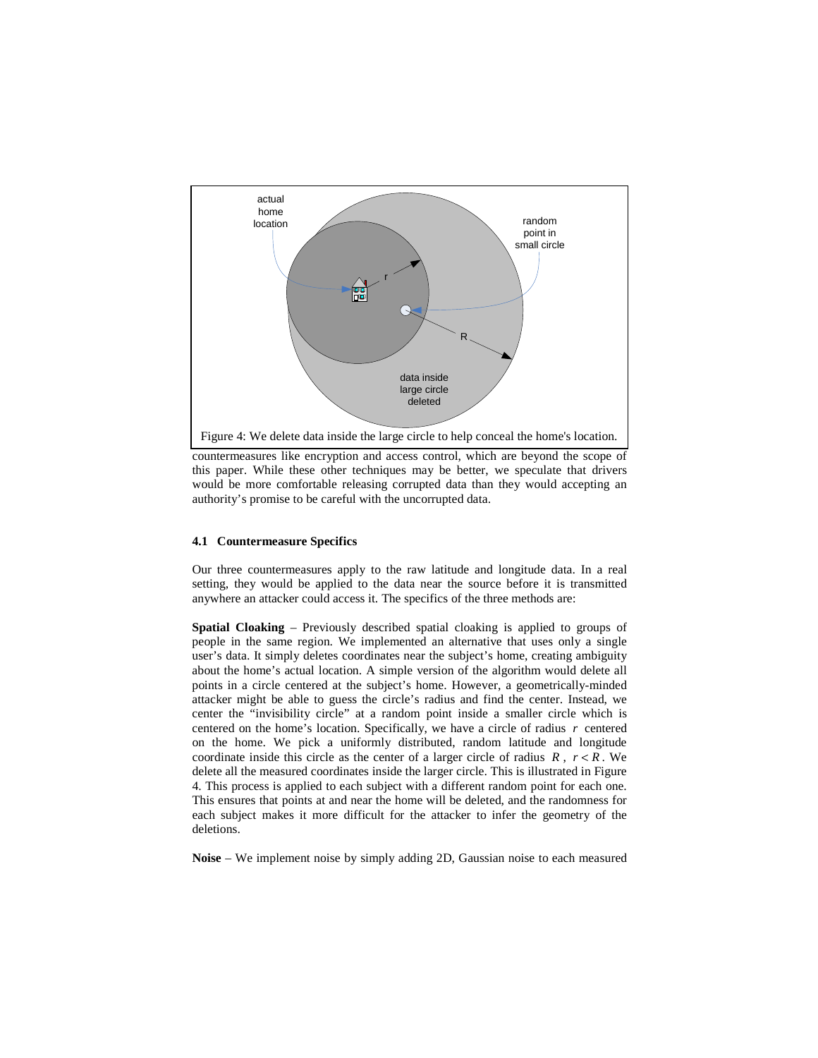actual
home
location

random
point in
small circle

r

R

data inside
large circle
deleted

Figure 4: We delete data inside the large circle to help conceal the home's location.

countermeasures like encryption and access control, which are beyond the scope of this paper. While these other techniques may be better, we speculate that drivers would be more comfortable releasing corrupted data than they would accepting an authority's promise to be careful with the uncorrupted data.

### 4.1 Countermeasure Specifics

Our three countermeasures apply to the raw latitude and longitude data. In a real setting, they would be applied to the data near the source before it is transmitted anywhere an attacker could access it. The specifics of the three methods are:

**Spatial Cloaking** – Previously described spatial cloaking is applied to groups of people in the same region. We implemented an alternative that uses only a single user's data. It simply deletes coordinates near the subject's home, creating ambiguity about the home's actual location. A simple version of the algorithm would delete all points in a circle centered at the subject's home. However, a geometrically-minded attacker might be able to guess the circle's radius and find the center. Instead, we center the "invisibility circle" at a random point inside a smaller circle which is centered on the home's location. Specifically, we have a circle of radius $r$ centered on the home. We pick a uniformly distributed, random latitude and longitude coordinate inside this circle as the center of a larger circle of radius $R$, $r < R$. We delete all the measured coordinates inside the larger circle. This is illustrated in Figure 4. This process is applied to each subject with a different random point for each one. This ensures that points at and near the home will be deleted, and the randomness for each subject makes it more difficult for the attacker to infer the geometry of the deletions.

**Noise** – We implement noise by simply adding 2D, Gaussian noise to each measured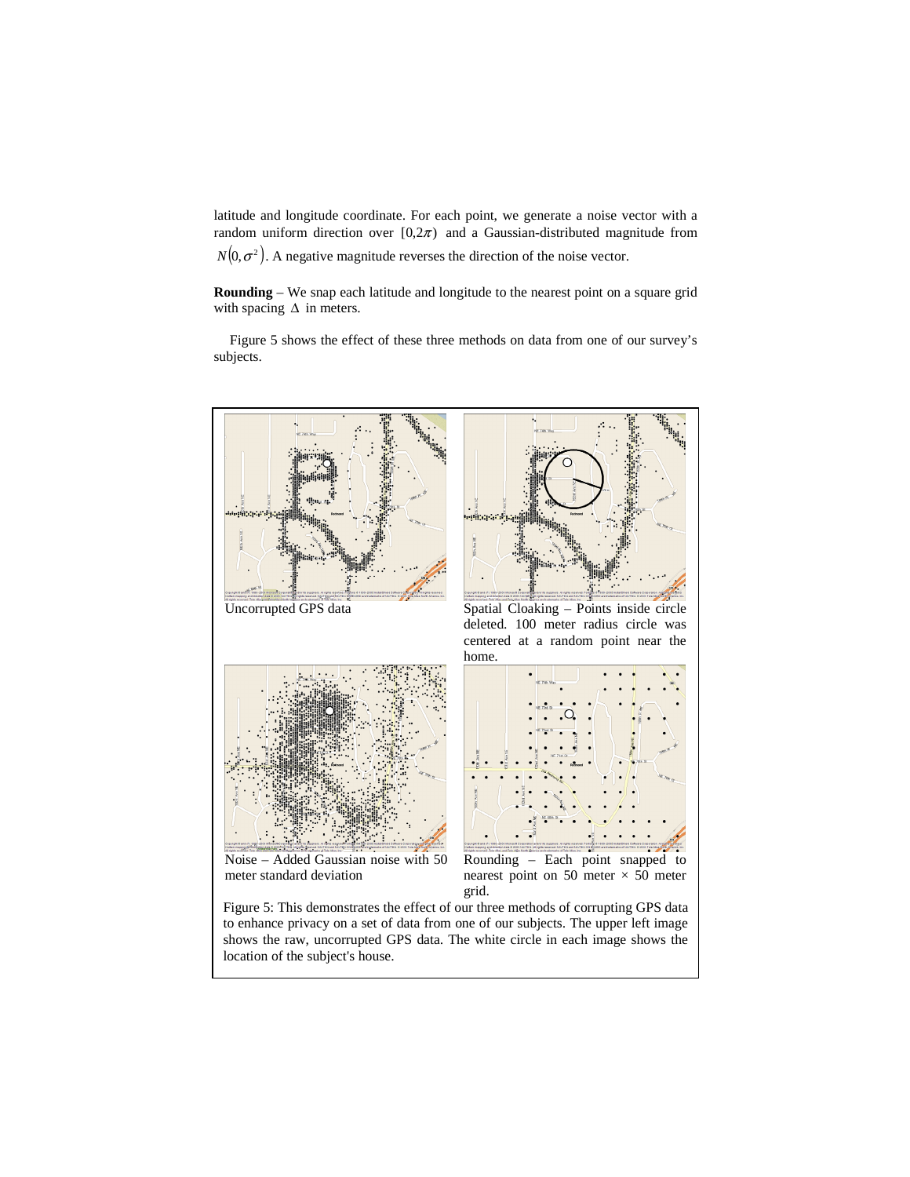latitude and longitude coordinate. For each point, we generate a noise vector with a random uniform direction over $[0,2\pi)$ and a Gaussian-distributed magnitude from $N(0,\sigma^2)$. A negative magnitude reverses the direction of the noise vector.

**Rounding** – We snap each latitude and longitude to the nearest point on a square grid with spacing $\Delta$ in meters.

Figure 5 shows the effect of these three methods on data from one of our survey's subjects.

Uncorrupted GPS data

Spatial Cloaking – Points inside circle deleted. 100 meter radius circle was centered at a random point near the home.

Noise – Added Gaussian noise with 50 meter standard deviation

Rounding – Each point snapped to nearest point on 50 meter × 50 meter grid.

Figure 5: This demonstrates the effect of our three methods of corrupting GPS data to enhance privacy on a set of data from one of our subjects. The upper left image shows the raw, uncorrupted GPS data. The white circle in each image shows the location of the subject's house.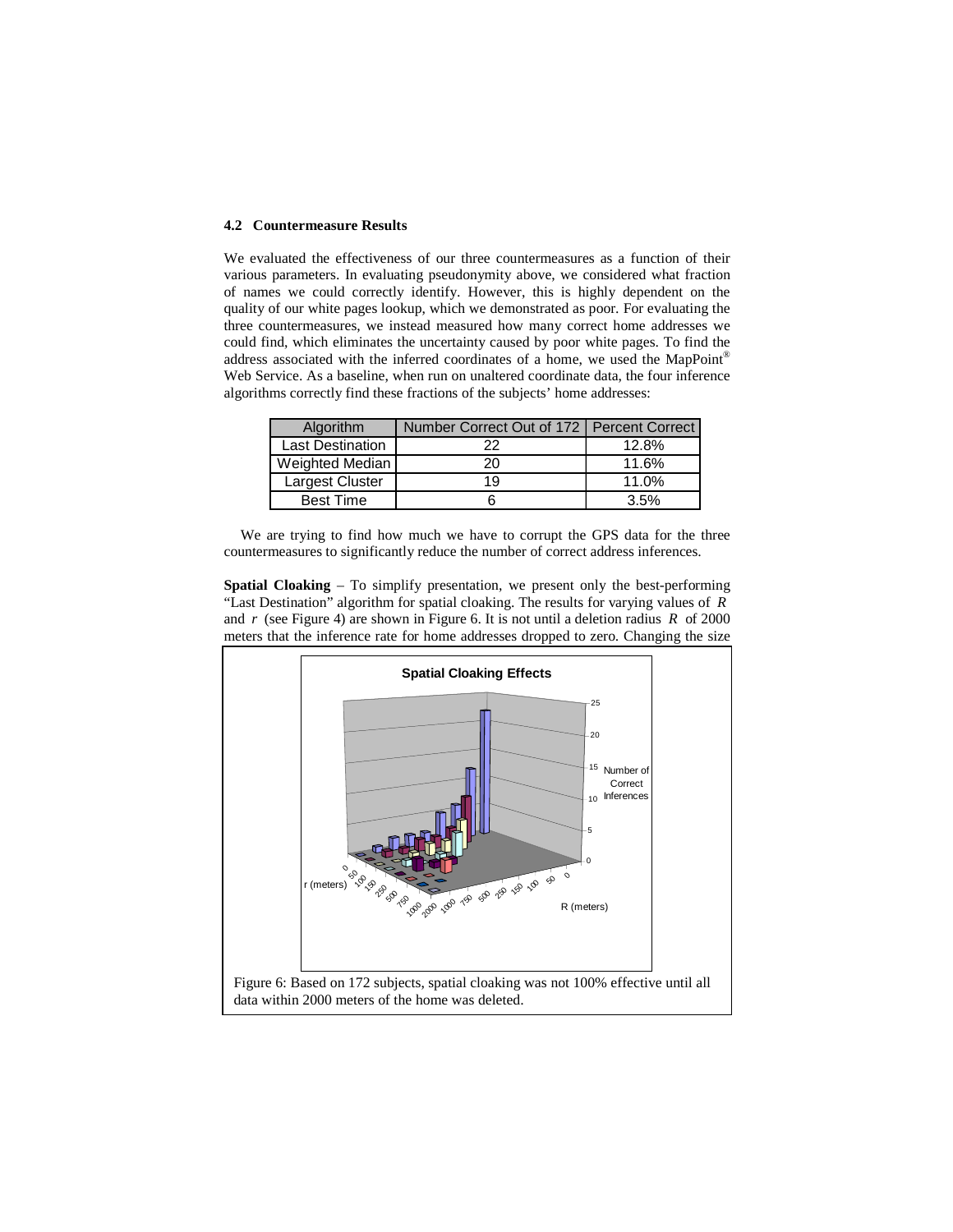### 4.2 Countermeasure Results

We evaluated the effectiveness of our three countermeasures as a function of their various parameters. In evaluating pseudonymity above, we considered what fraction of names we could correctly identify. However, this is highly dependent on the quality of our white pages lookup, which we demonstrated as poor. For evaluating the three countermeasures, we instead measured how many correct home addresses we could find, which eliminates the uncertainty caused by poor white pages. To find the address associated with the inferred coordinates of a home, we used the MapPoint® Web Service. As a baseline, when run on unaltered coordinate data, the four inference algorithms correctly find these fractions of the subjects' home addresses:

| Algorithm | Number Correct Out of 172 | Percent Correct |
|---|---|---|
| Last Destination | 22 | 12.8% |
| Weighted Median | 20 | 11.6% |
| Largest Cluster | 19 | 11.0% |
| Best Time | 6 | 3.5% |

We are trying to find how much we have to corrupt the GPS data for the three countermeasures to significantly reduce the number of correct address inferences.

**Spatial Cloaking** – To simplify presentation, we present only the best-performing "Last Destination" algorithm for spatial cloaking. The results for varying values of $R$ and $r$ (see Figure 4) are shown in Figure 6. It is not until a deletion radius $R$ of 2000 meters that the inference rate for home addresses dropped to zero. Changing the size

Figure 6: Based on 172 subjects, spatial cloaking was not 100% effective until all data within 2000 meters of the home was deleted.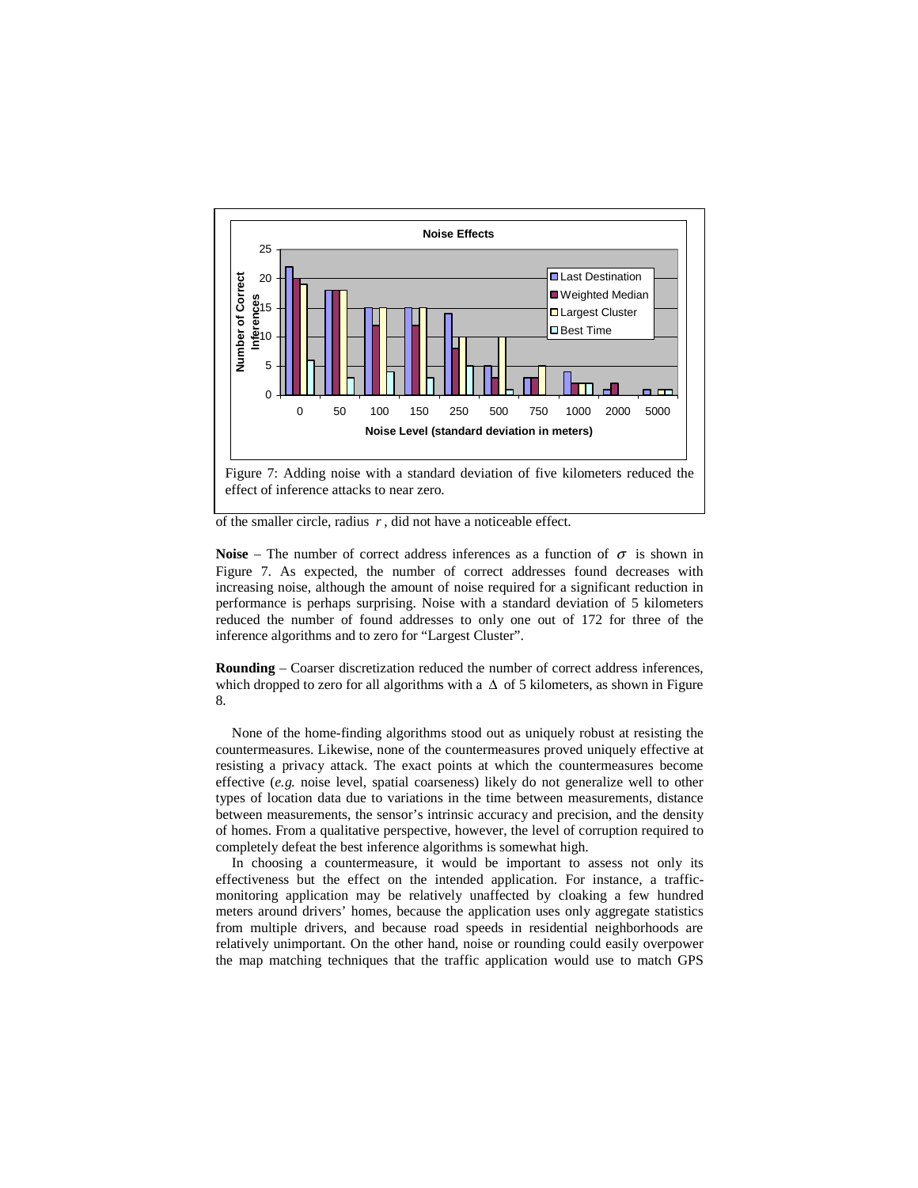Figure 7: Adding noise with a standard deviation of five kilometers reduced the effect of inference attacks to near zero.

of the smaller circle, radius $r$, did not have a noticeable effect.

**Noise** – The number of correct address inferences as a function of $\sigma$ is shown in Figure 7. As expected, the number of correct addresses found decreases with increasing noise, although the amount of noise required for a significant reduction in performance is perhaps surprising. Noise with a standard deviation of 5 kilometers reduced the number of found addresses to only one out of 172 for three of the inference algorithms and to zero for "Largest Cluster".

**Rounding** – Coarser discretization reduced the number of correct address inferences, which dropped to zero for all algorithms with a $\Delta$ of 5 kilometers, as shown in Figure 8.

None of the home-finding algorithms stood out as uniquely robust at resisting the countermeasures. Likewise, none of the countermeasures proved uniquely effective at resisting a privacy attack. The exact points at which the countermeasures become effective (*e.g.* noise level, spatial coarseness) likely do not generalize well to other types of location data due to variations in the time between measurements, distance between measurements, the sensor's intrinsic accuracy and precision, and the density of homes. From a qualitative perspective, however, the level of corruption required to completely defeat the best inference algorithms is somewhat high.

In choosing a countermeasure, it would be important to assess not only its effectiveness but the effect on the intended application. For instance, a traffic-monitoring application may be relatively unaffected by cloaking a few hundred meters around drivers' homes, because the application uses only aggregate statistics from multiple drivers, and because road speeds in residential neighborhoods are relatively unimportant. On the other hand, noise or rounding could easily overpower the map matching techniques that the traffic application would use to match GPS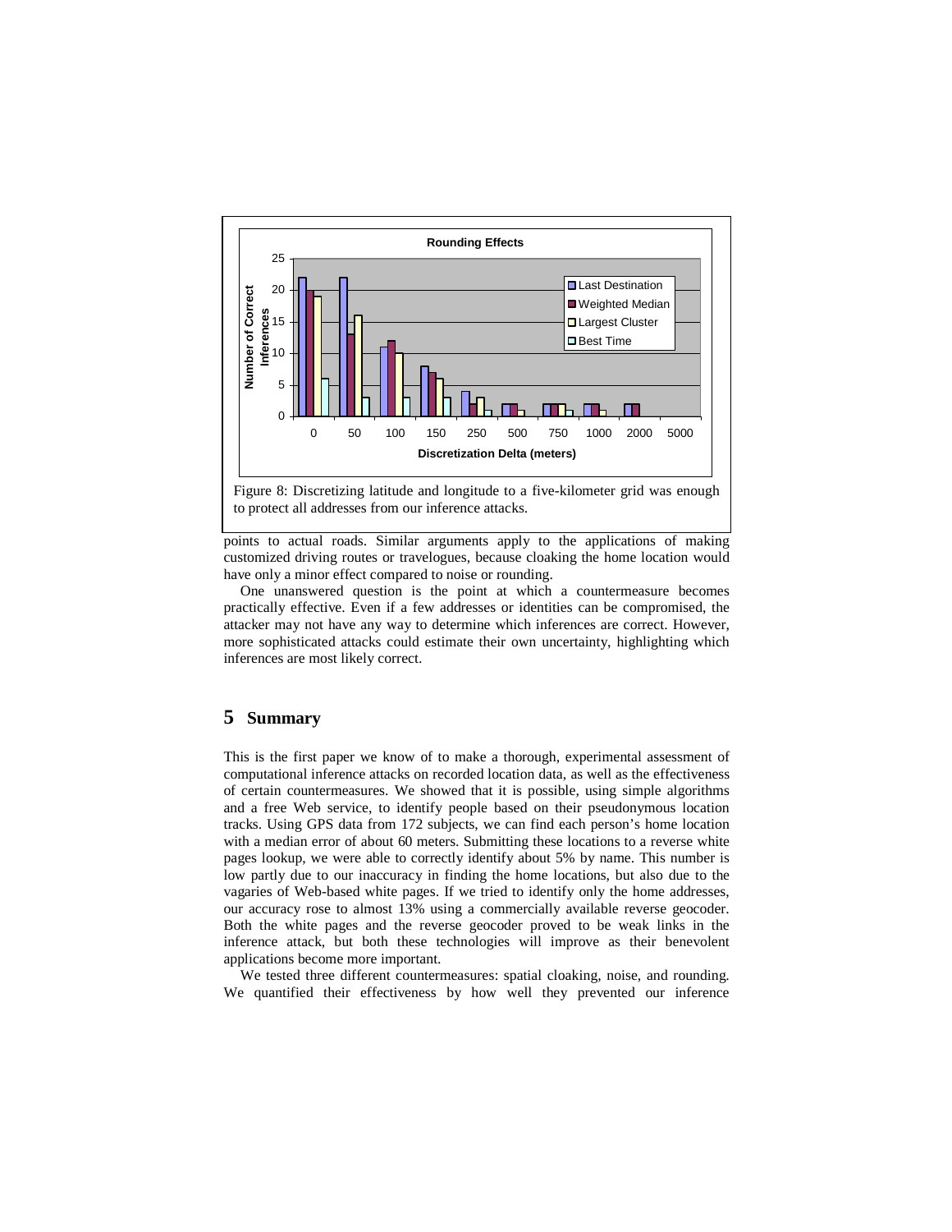Figure 8: Discretizing latitude and longitude to a five-kilometer grid was enough to protect all addresses from our inference attacks.

points to actual roads. Similar arguments apply to the applications of making customized driving routes or travelogues, because cloaking the home location would have only a minor effect compared to noise or rounding.

One unanswered question is the point at which a countermeasure becomes practically effective. Even if a few addresses or identities can be compromised, the attacker may not have any way to determine which inferences are correct. However, more sophisticated attacks could estimate their own uncertainty, highlighting which inferences are most likely correct.

## 5 Summary

This is the first paper we know of to make a thorough, experimental assessment of computational inference attacks on recorded location data, as well as the effectiveness of certain countermeasures. We showed that it is possible, using simple algorithms and a free Web service, to identify people based on their pseudonymous location tracks. Using GPS data from 172 subjects, we can find each person's home location with a median error of about 60 meters. Submitting these locations to a reverse white pages lookup, we were able to correctly identify about 5% by name. This number is low partly due to our inaccuracy in finding the home locations, but also due to the vagaries of Web-based white pages. If we tried to identify only the home addresses, our accuracy rose to almost 13% using a commercially available reverse geocoder. Both the white pages and the reverse geocoder proved to be weak links in the inference attack, but both these technologies will improve as their benevolent applications become more important.

We tested three different countermeasures: spatial cloaking, noise, and rounding. We quantified their effectiveness by how well they prevented our inference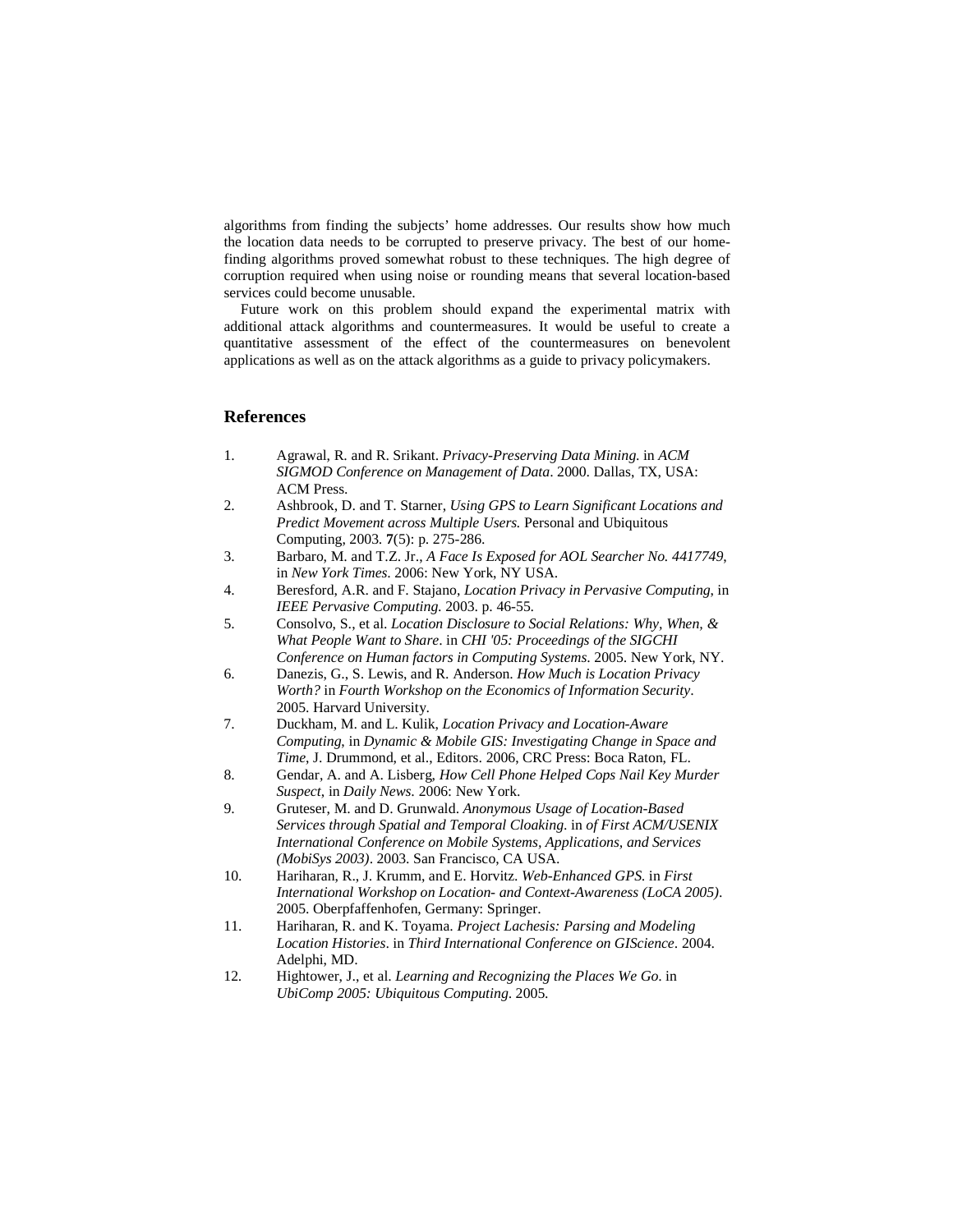algorithms from finding the subjects' home addresses. Our results show how much the location data needs to be corrupted to preserve privacy. The best of our home-finding algorithms proved somewhat robust to these techniques. The high degree of corruption required when using noise or rounding means that several location-based services could become unusable.

Future work on this problem should expand the experimental matrix with additional attack algorithms and countermeasures. It would be useful to create a quantitative assessment of the effect of the countermeasures on benevolent applications as well as on the attack algorithms as a guide to privacy policymakers.

## References

1. Agrawal, R. and R. Srikant. *Privacy-Preserving Data Mining.* in *ACM SIGMOD Conference on Management of Data*. 2000. Dallas, TX, USA: ACM Press.
2. Ashbrook, D. and T. Starner, *Using GPS to Learn Significant Locations and Predict Movement across Multiple Users.* Personal and Ubiquitous Computing, 2003. **7**(5): p. 275-286.
3. Barbaro, M. and T.Z. Jr., *A Face Is Exposed for AOL Searcher No. 4417749*, in *New York Times.* 2006: New York, NY USA.
4. Beresford, A.R. and F. Stajano, *Location Privacy in Pervasive Computing*, in *IEEE Pervasive Computing.* 2003. p. 46-55.
5. Consolvo, S., et al. *Location Disclosure to Social Relations: Why, When, & What People Want to Share*. in *CHI '05: Proceedings of the SIGCHI Conference on Human factors in Computing Systems*. 2005. New York, NY.
6. Danezis, G., S. Lewis, and R. Anderson. *How Much is Location Privacy Worth?* in *Fourth Workshop on the Economics of Information Security*. 2005. Harvard University.
7. Duckham, M. and L. Kulik, *Location Privacy and Location-Aware Computing*, in *Dynamic & Mobile GIS: Investigating Change in Space and Time*, J. Drummond, et al., Editors. 2006, CRC Press: Boca Raton, FL.
8. Gendar, A. and A. Lisberg, *How Cell Phone Helped Cops Nail Key Murder Suspect*, in *Daily News.* 2006: New York.
9. Gruteser, M. and D. Grunwald. *Anonymous Usage of Location-Based Services through Spatial and Temporal Cloaking*. in *of First ACM/USENIX International Conference on Mobile Systems, Applications, and Services (MobiSys 2003)*. 2003. San Francisco, CA USA.
10. Hariharan, R., J. Krumm, and E. Horvitz. *Web-Enhanced GPS.* in *First International Workshop on Location- and Context-Awareness (LoCA 2005)*. 2005. Oberpfaffenhofen, Germany: Springer.
11. Hariharan, R. and K. Toyama. *Project Lachesis: Parsing and Modeling Location Histories*. in *Third International Conference on GIScience*. 2004. Adelphi, MD.
12. Hightower, J., et al. *Learning and Recognizing the Places We Go*. in *UbiComp 2005: Ubiquitous Computing*. 2005.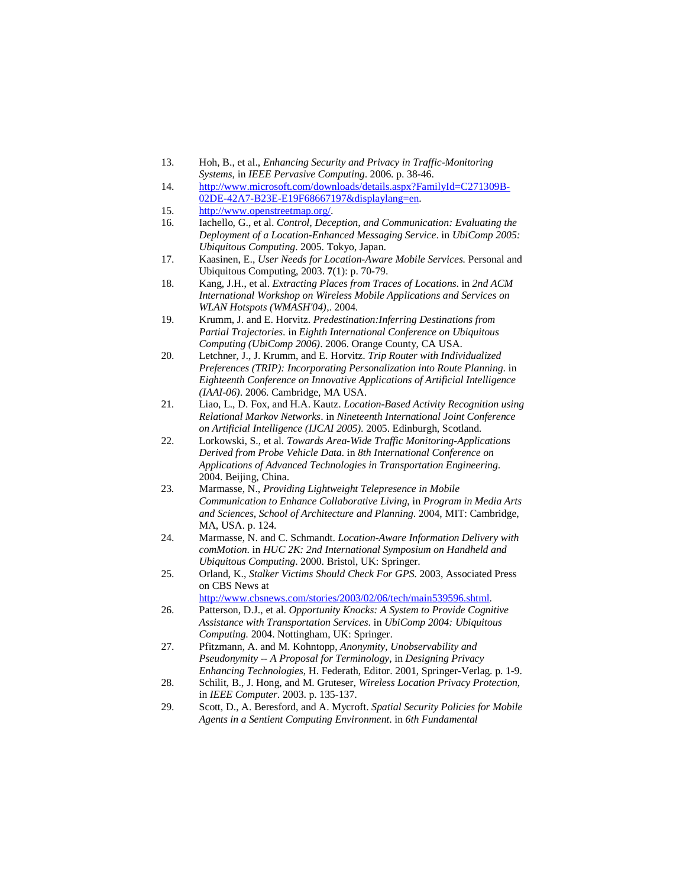13. Hoh, B., et al., *Enhancing Security and Privacy in Traffic-Monitoring Systems*, in *IEEE Pervasive Computing*. 2006. p. 38-46.
14. http://www.microsoft.com/downloads/details.aspx?FamilyId=C271309B-02DE-42A7-B23E-E19F68667197&displaylang=en.
15. http://www.openstreetmap.org/.
16. Iachello, G., et al. *Control, Deception, and Communication: Evaluating the Deployment of a Location-Enhanced Messaging Service*. in *UbiComp 2005: Ubiquitous Computing*. 2005. Tokyo, Japan.
17. Kaasinen, E., *User Needs for Location-Aware Mobile Services.* Personal and Ubiquitous Computing, 2003. **7**(1): p. 70-79.
18. Kang, J.H., et al. *Extracting Places from Traces of Locations*. in *2nd ACM International Workshop on Wireless Mobile Applications and Services on WLAN Hotspots (WMASH'04),*. 2004.
19. Krumm, J. and E. Horvitz. *Predestination:Inferring Destinations from Partial Trajectories*. in *Eighth International Conference on Ubiquitous Computing (UbiComp 2006)*. 2006. Orange County, CA USA.
20. Letchner, J., J. Krumm, and E. Horvitz. *Trip Router with Individualized Preferences (TRIP): Incorporating Personalization into Route Planning*. in *Eighteenth Conference on Innovative Applications of Artificial Intelligence (IAAI-06)*. 2006. Cambridge, MA USA.
21. Liao, L., D. Fox, and H.A. Kautz. *Location-Based Activity Recognition using Relational Markov Networks*. in *Nineteenth International Joint Conference on Artificial Intelligence (IJCAI 2005)*. 2005. Edinburgh, Scotland.
22. Lorkowski, S., et al. *Towards Area-Wide Traffic Monitoring-Applications Derived from Probe Vehicle Data*. in *8th International Conference on Applications of Advanced Technologies in Transportation Engineering*. 2004. Beijing, China.
23. Marmasse, N., *Providing Lightweight Telepresence in Mobile Communication to Enhance Collaborative Living*, in *Program in Media Arts and Sciences, School of Architecture and Planning*. 2004, MIT: Cambridge, MA, USA. p. 124.
24. Marmasse, N. and C. Schmandt. *Location-Aware Information Delivery with comMotion*. in *HUC 2K: 2nd International Symposium on Handheld and Ubiquitous Computing*. 2000. Bristol, UK: Springer.
25. Orland, K., *Stalker Victims Should Check For GPS.* 2003, Associated Press on CBS News at http://www.cbsnews.com/stories/2003/02/06/tech/main539596.shtml.
26. Patterson, D.J., et al. *Opportunity Knocks: A System to Provide Cognitive Assistance with Transportation Services*. in *UbiComp 2004: Ubiquitous Computing.* 2004. Nottingham, UK: Springer.
27. Pfitzmann, A. and M. Kohntopp, *Anonymity, Unobservability and Pseudonymity -- A Proposal for Terminology*, in *Designing Privacy Enhancing Technologies*, H. Federath, Editor. 2001, Springer-Verlag. p. 1-9.
28. Schilit, B., J. Hong, and M. Gruteser, *Wireless Location Privacy Protection*, in *IEEE Computer*. 2003. p. 135-137.
29. Scott, D., A. Beresford, and A. Mycroft. *Spatial Security Policies for Mobile Agents in a Sentient Computing Environment*. in *6th Fundamental*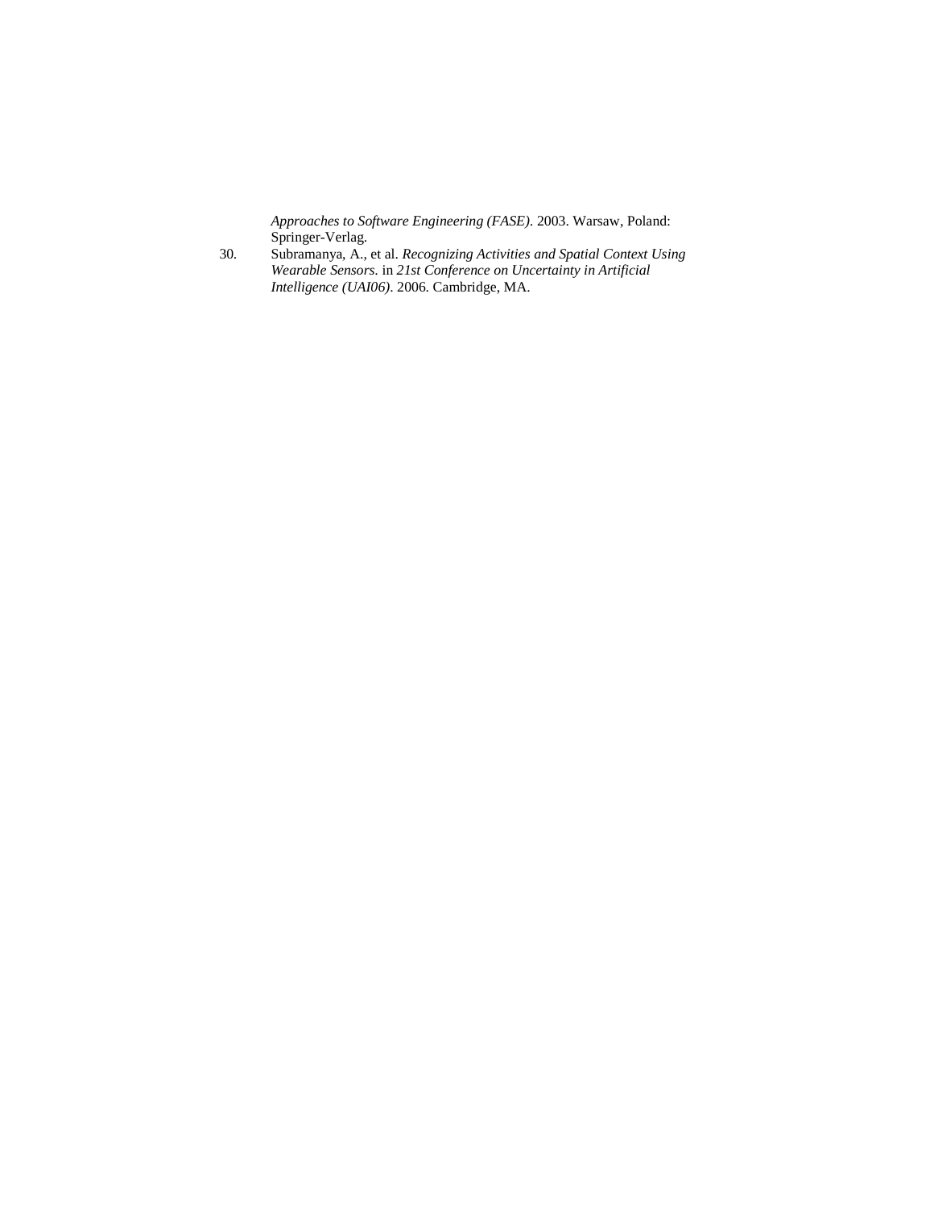*Approaches to Software Engineering (FASE)*. 2003. Warsaw, Poland: Springer-Verlag.

30. Subramanya, A., et al. *Recognizing Activities and Spatial Context Using Wearable Sensors.* in *21st Conference on Uncertainty in Artificial Intelligence (UAI06)*. 2006. Cambridge, MA.